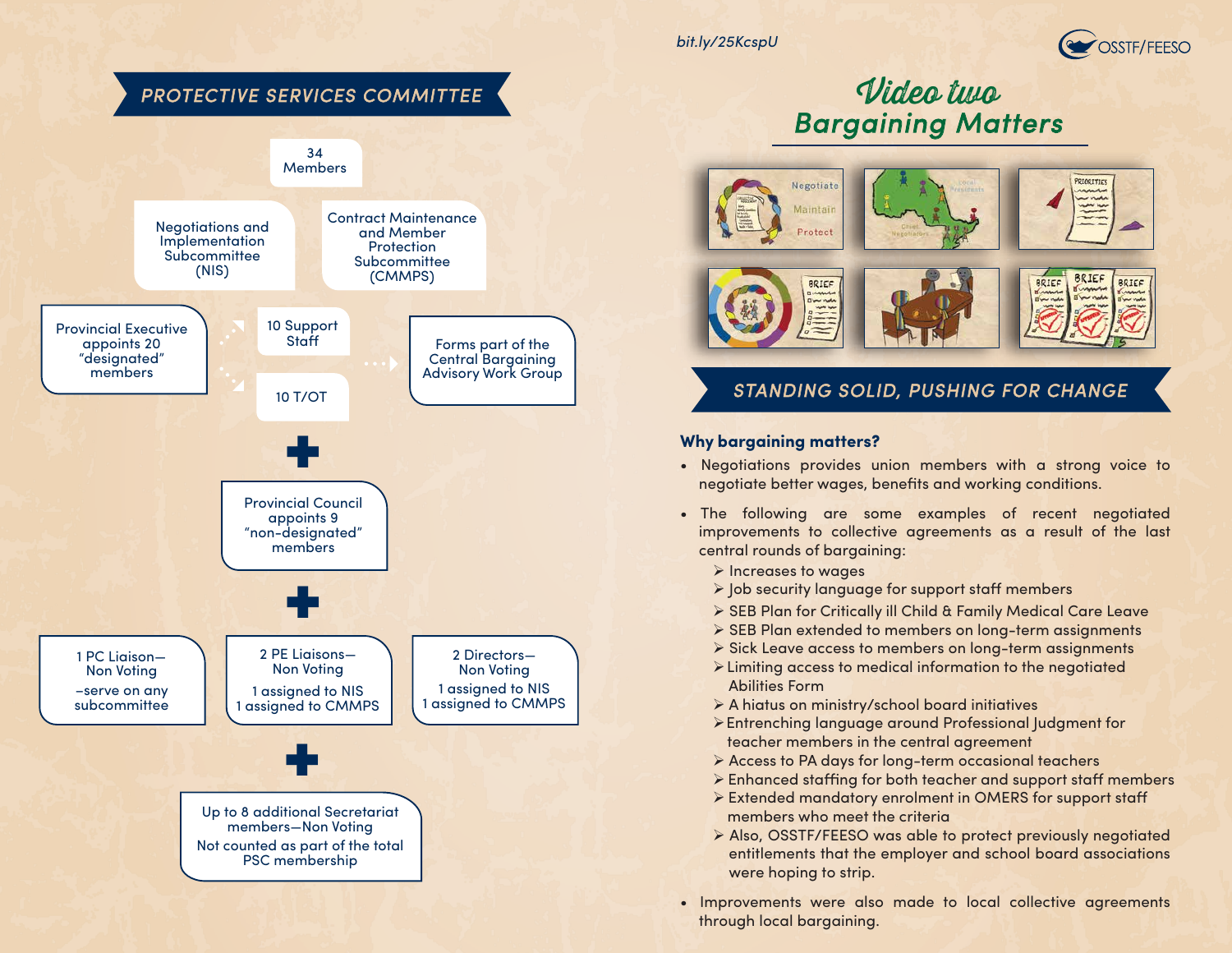## PROTECTIVE SERVICES COMMITTEE

34 Members

Negotiations and Implementation Subcommittee (NIS)

Contract Maintenance and Member Protection Subcommittee (CMMPS)

Provincial Executive appoints 20 "designated" members

10 Support Staff

10 T/OT

Forms part of the Central Bargaining Advisory Work Group

+

Provincial Council appoints 9 "non-designated" members

+

1 PC Liaison—Non Voting
–serve on any subcommittee

2 PE Liaisons—Non Voting
1 assigned to NIS
1 assigned to CMMPS

2 Directors—Non Voting
1 assigned to NIS
1 assigned to CMMPS

+

Up to 8 additional Secretariat members—Non Voting
Not counted as part of the total PSC membership

bit.ly/25KcspU

OSSTF/FEESO

# *Video two*
# Bargaining Matters

## STANDING SOLID, PUSHING FOR CHANGE

**Why bargaining matters?**

- Negotiations provides union members with a strong voice to negotiate better wages, benefits and working conditions.
- The following are some examples of recent negotiated improvements to collective agreements as a result of the last central rounds of bargaining:
  - Increases to wages
  - Job security language for support staff members
  - SEB Plan for Critically ill Child & Family Medical Care Leave
  - SEB Plan extended to members on long-term assignments
  - Sick Leave access to members on long-term assignments
  - Limiting access to medical information to the negotiated Abilities Form
  - A hiatus on ministry/school board initiatives
  - Entrenching language around Professional Judgment for teacher members in the central agreement
  - Access to PA days for long-term occasional teachers
  - Enhanced staffing for both teacher and support staff members
  - Extended mandatory enrolment in OMERS for support staff members who meet the criteria
  - Also, OSSTF/FEESO was able to protect previously negotiated entitlements that the employer and school board associations were hoping to strip.
- Improvements were also made to local collective agreements through local bargaining.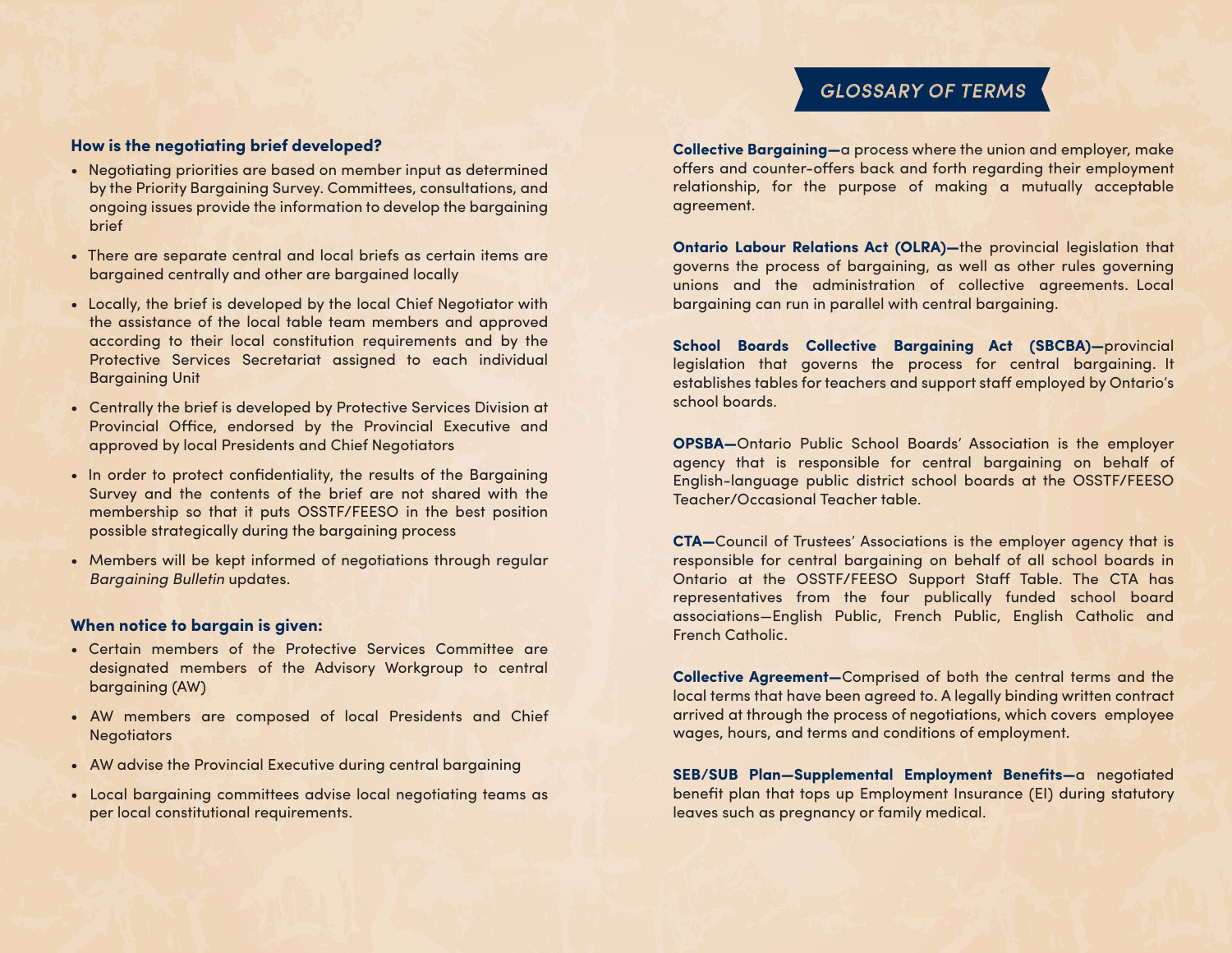### How is the negotiating brief developed?

- Negotiating priorities are based on member input as determined by the Priority Bargaining Survey. Committees, consultations, and ongoing issues provide the information to develop the bargaining brief
- There are separate central and local briefs as certain items are bargained centrally and other are bargained locally
- Locally, the brief is developed by the local Chief Negotiator with the assistance of the local table team members and approved according to their local constitution requirements and by the Protective Services Secretariat assigned to each individual Bargaining Unit
- Centrally the brief is developed by Protective Services Division at Provincial Office, endorsed by the Provincial Executive and approved by local Presidents and Chief Negotiators
- In order to protect confidentiality, the results of the Bargaining Survey and the contents of the brief are not shared with the membership so that it puts OSSTF/FEESO in the best position possible strategically during the bargaining process
- Members will be kept informed of negotiations through regular *Bargaining Bulletin* updates.

### When notice to bargain is given:

- Certain members of the Protective Services Committee are designated members of the Advisory Workgroup to central bargaining (AW)
- AW members are composed of local Presidents and Chief Negotiators
- AW advise the Provincial Executive during central bargaining
- Local bargaining committees advise local negotiating teams as per local constitutional requirements.

## GLOSSARY OF TERMS

**Collective Bargaining—**a process where the union and employer, make offers and counter-offers back and forth regarding their employment relationship, for the purpose of making a mutually acceptable agreement.

**Ontario Labour Relations Act (OLRA)—**the provincial legislation that governs the process of bargaining, as well as other rules governing unions and the administration of collective agreements. Local bargaining can run in parallel with central bargaining.

**School Boards Collective Bargaining Act (SBCBA)—**provincial legislation that governs the process for central bargaining. It establishes tables for teachers and support staff employed by Ontario's school boards.

**OPSBA—**Ontario Public School Boards' Association is the employer agency that is responsible for central bargaining on behalf of English-language public district school boards at the OSSTF/FEESO Teacher/Occasional Teacher table.

**CTA—**Council of Trustees' Associations is the employer agency that is responsible for central bargaining on behalf of all school boards in Ontario at the OSSTF/FEESO Support Staff Table. The CTA has representatives from the four publically funded school board associations—English Public, French Public, English Catholic and French Catholic.

**Collective Agreement—**Comprised of both the central terms and the local terms that have been agreed to. A legally binding written contract arrived at through the process of negotiations, which covers employee wages, hours, and terms and conditions of employment.

**SEB/SUB Plan—Supplemental Employment Benefits—**a negotiated benefit plan that tops up Employment Insurance (EI) during statutory leaves such as pregnancy or family medical.